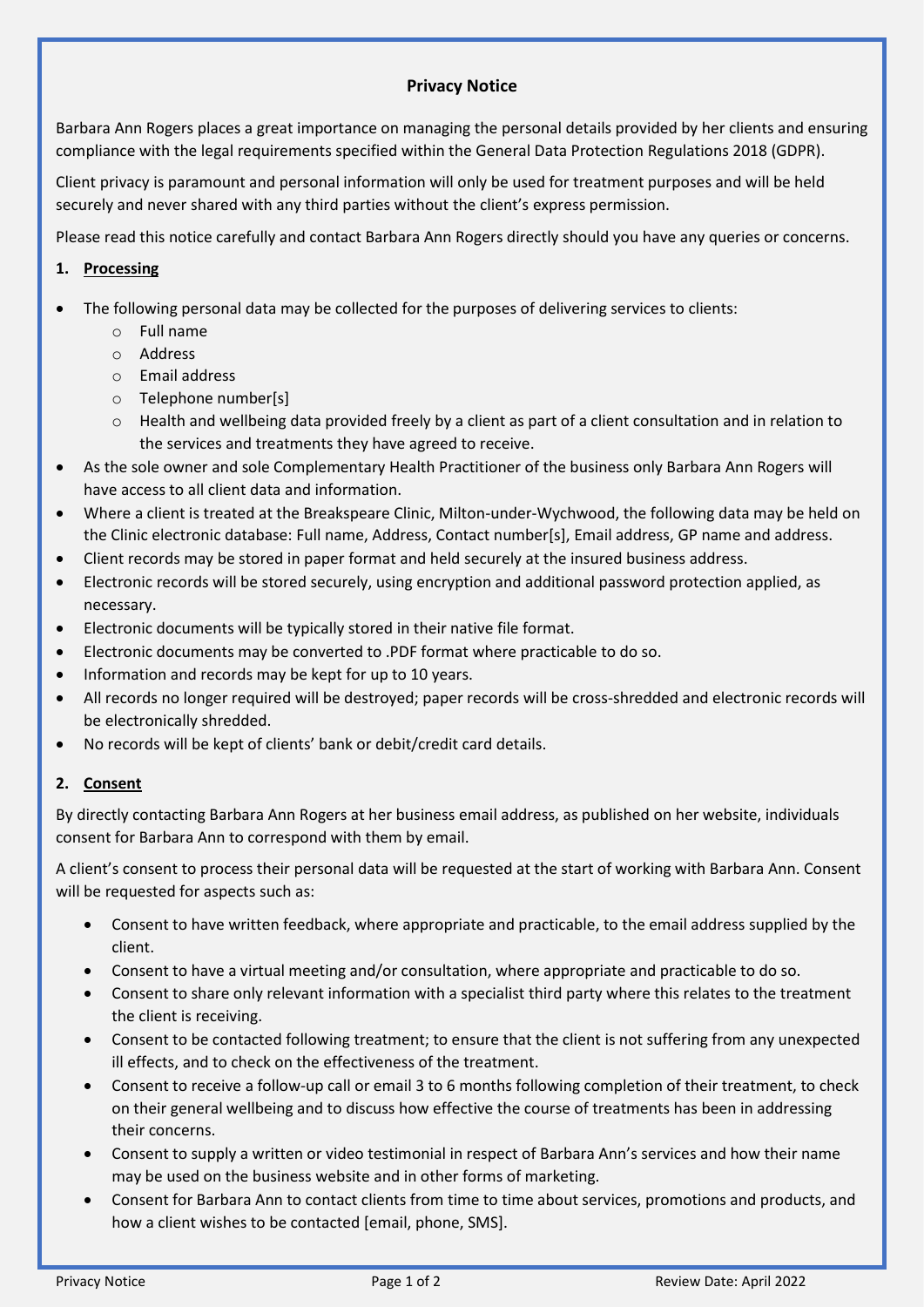# Privacy Notice

Barbara Ann Rogers places a great importance on managing the personal details provided by her clients and ensuring compliance with the legal requirements specified within the General Data Protection Regulations 2018 (GDPR).

Client privacy is paramount and personal information will only be used for treatment purposes and will be held securely and never shared with any third parties without the client's express permission.

Please read this notice carefully and contact Barbara Ann Rogers directly should you have any queries or concerns.

## 1. Processing

- The following personal data may be collected for the purposes of delivering services to clients:
    - Full name
    - Address
    - Email address
    - Telephone number[s]
    - Health and wellbeing data provided freely by a client as part of a client consultation and in relation to the services and treatments they have agreed to receive.
- As the sole owner and sole Complementary Health Practitioner of the business only Barbara Ann Rogers will have access to all client data and information.
- Where a client is treated at the Breakspeare Clinic, Milton-under-Wychwood, the following data may be held on the Clinic electronic database: Full name, Address, Contact number[s], Email address, GP name and address.
- Client records may be stored in paper format and held securely at the insured business address.
- Electronic records will be stored securely, using encryption and additional password protection applied, as necessary.
- Electronic documents will be typically stored in their native file format.
- Electronic documents may be converted to .PDF format where practicable to do so.
- Information and records may be kept for up to 10 years.
- All records no longer required will be destroyed; paper records will be cross-shredded and electronic records will be electronically shredded.
- No records will be kept of clients' bank or debit/credit card details.

## 2. Consent

By directly contacting Barbara Ann Rogers at her business email address, as published on her website, individuals consent for Barbara Ann to correspond with them by email.

A client's consent to process their personal data will be requested at the start of working with Barbara Ann. Consent will be requested for aspects such as:

- Consent to have written feedback, where appropriate and practicable, to the email address supplied by the client.
- Consent to have a virtual meeting and/or consultation, where appropriate and practicable to do so.
- Consent to share only relevant information with a specialist third party where this relates to the treatment the client is receiving.
- Consent to be contacted following treatment; to ensure that the client is not suffering from any unexpected ill effects, and to check on the effectiveness of the treatment.
- Consent to receive a follow-up call or email 3 to 6 months following completion of their treatment, to check on their general wellbeing and to discuss how effective the course of treatments has been in addressing their concerns.
- Consent to supply a written or video testimonial in respect of Barbara Ann's services and how their name may be used on the business website and in other forms of marketing.
- Consent for Barbara Ann to contact clients from time to time about services, promotions and products, and how a client wishes to be contacted [email, phone, SMS].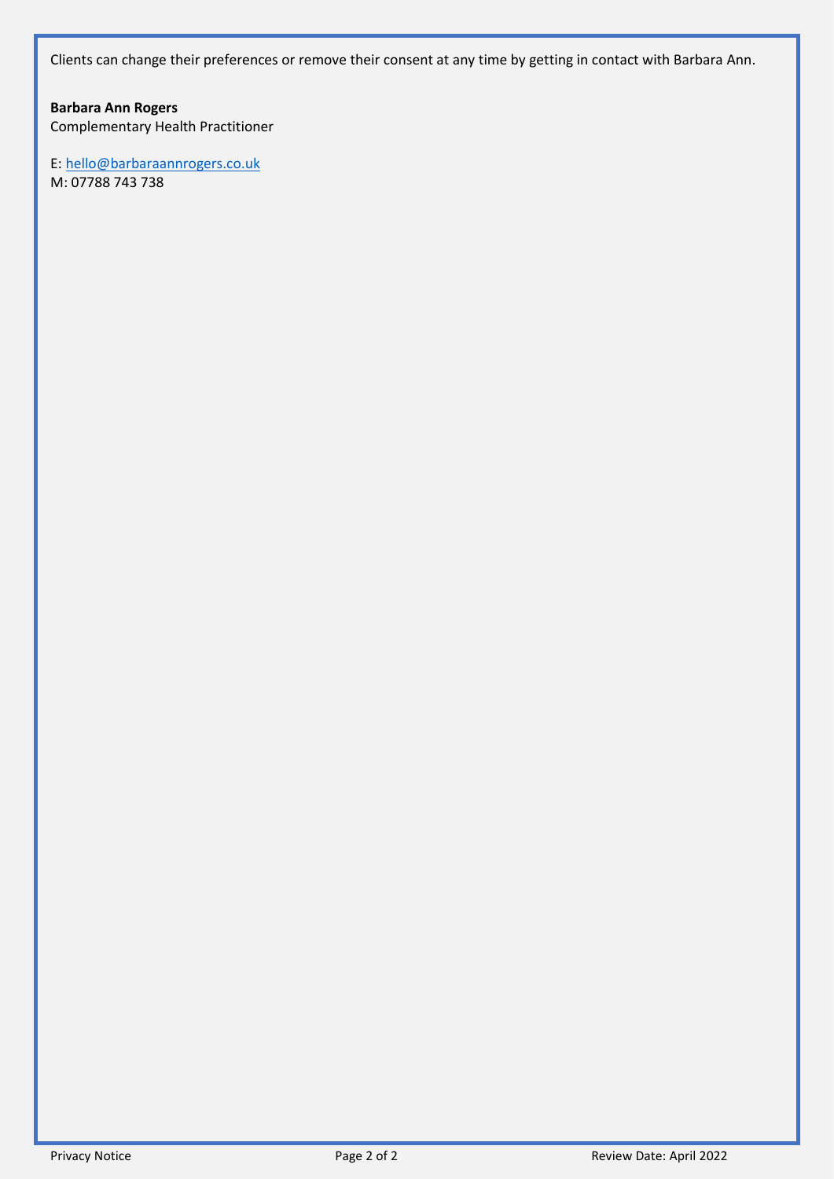Clients can change their preferences or remove their consent at any time by getting in contact with Barbara Ann.

**Barbara Ann Rogers**
Complementary Health Practitioner

E: hello@barbaraannrogers.co.uk
M: 07788 743 738